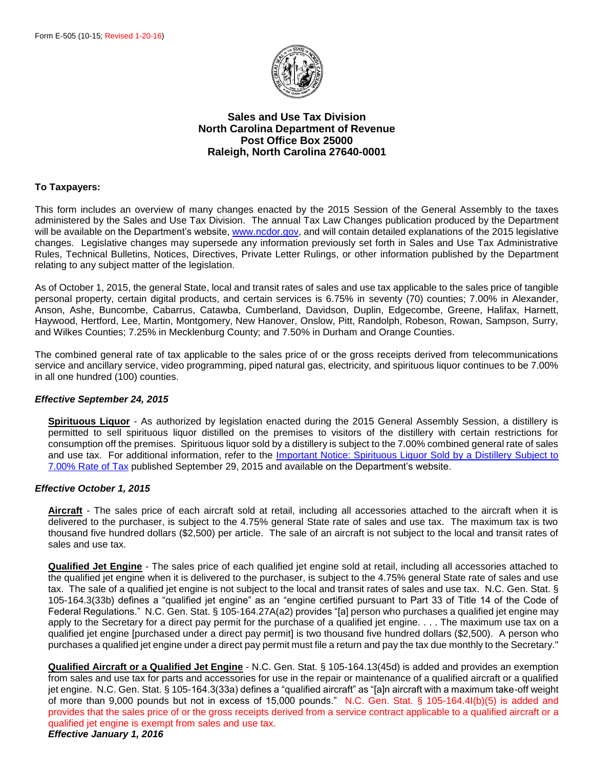Form E-505 (10-15; Revised 1-20-16)

**Sales and Use Tax Division**
**North Carolina Department of Revenue**
**Post Office Box 25000**
**Raleigh, North Carolina 27640-0001**

**To Taxpayers:**

This form includes an overview of many changes enacted by the 2015 Session of the General Assembly to the taxes administered by the Sales and Use Tax Division. The annual Tax Law Changes publication produced by the Department will be available on the Department's website, www.ncdor.gov, and will contain detailed explanations of the 2015 legislative changes. Legislative changes may supersede any information previously set forth in Sales and Use Tax Administrative Rules, Technical Bulletins, Notices, Directives, Private Letter Rulings, or other information published by the Department relating to any subject matter of the legislation.

As of October 1, 2015, the general State, local and transit rates of sales and use tax applicable to the sales price of tangible personal property, certain digital products, and certain services is 6.75% in seventy (70) counties; 7.00% in Alexander, Anson, Ashe, Buncombe, Cabarrus, Catawba, Cumberland, Davidson, Duplin, Edgecombe, Greene, Halifax, Harnett, Haywood, Hertford, Lee, Martin, Montgomery, New Hanover, Onslow, Pitt, Randolph, Robeson, Rowan, Sampson, Surry, and Wilkes Counties; 7.25% in Mecklenburg County; and 7.50% in Durham and Orange Counties.

The combined general rate of tax applicable to the sales price of or the gross receipts derived from telecommunications service and ancillary service, video programming, piped natural gas, electricity, and spirituous liquor continues to be 7.00% in all one hundred (100) counties.

***Effective September 24, 2015***

**Spirituous Liquor** - As authorized by legislation enacted during the 2015 General Assembly Session, a distillery is permitted to sell spirituous liquor distilled on the premises to visitors of the distillery with certain restrictions for consumption off the premises. Spirituous liquor sold by a distillery is subject to the 7.00% combined general rate of sales and use tax. For additional information, refer to the Important Notice: Spirituous Liquor Sold by a Distillery Subject to 7.00% Rate of Tax published September 29, 2015 and available on the Department's website.

***Effective October 1, 2015***

**Aircraft** - The sales price of each aircraft sold at retail, including all accessories attached to the aircraft when it is delivered to the purchaser, is subject to the 4.75% general State rate of sales and use tax. The maximum tax is two thousand five hundred dollars ($2,500) per article. The sale of an aircraft is not subject to the local and transit rates of sales and use tax.

**Qualified Jet Engine** - The sales price of each qualified jet engine sold at retail, including all accessories attached to the qualified jet engine when it is delivered to the purchaser, is subject to the 4.75% general State rate of sales and use tax. The sale of a qualified jet engine is not subject to the local and transit rates of sales and use tax. N.C. Gen. Stat. § 105-164.3(33b) defines a "qualified jet engine" as an "engine certified pursuant to Part 33 of Title 14 of the Code of Federal Regulations." N.C. Gen. Stat. § 105-164.27A(a2) provides "[a] person who purchases a qualified jet engine may apply to the Secretary for a direct pay permit for the purchase of a qualified jet engine. . . . The maximum use tax on a qualified jet engine [purchased under a direct pay permit] is two thousand five hundred dollars ($2,500). A person who purchases a qualified jet engine under a direct pay permit must file a return and pay the tax due monthly to the Secretary."

**Qualified Aircraft or a Qualified Jet Engine** - N.C. Gen. Stat. § 105-164.13(45d) is added and provides an exemption from sales and use tax for parts and accessories for use in the repair or maintenance of a qualified aircraft or a qualified jet engine. N.C. Gen. Stat. § 105-164.3(33a) defines a "qualified aircraft" as "[a]n aircraft with a maximum take-off weight of more than 9,000 pounds but not in excess of 15,000 pounds." N.C. Gen. Stat. § 105-164.4I(b)(5) is added and provides that the sales price of or the gross receipts derived from a service contract applicable to a qualified aircraft or a qualified jet engine is exempt from sales and use tax. ***Effective January 1, 2016***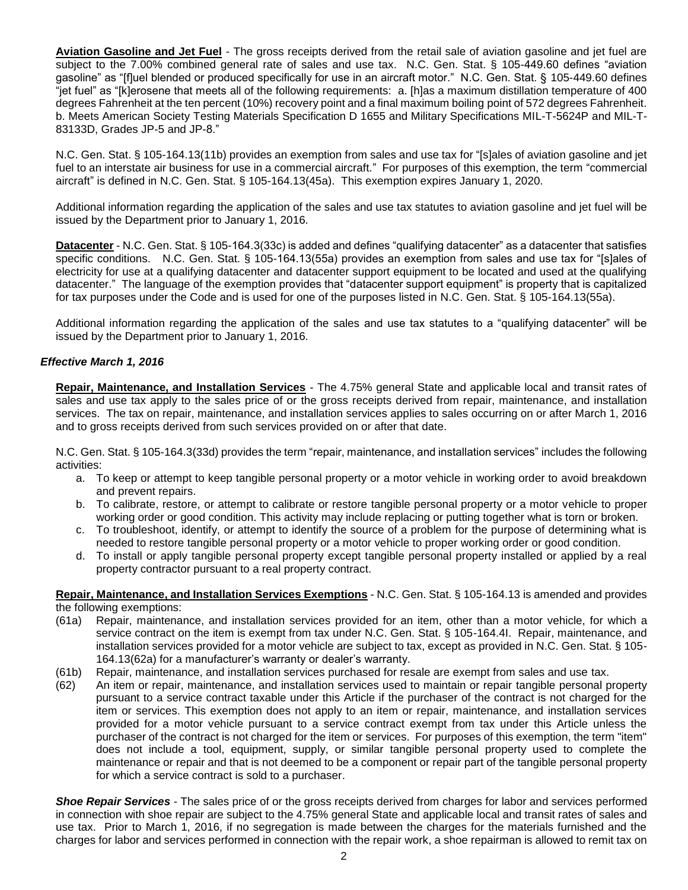**Aviation Gasoline and Jet Fuel** - The gross receipts derived from the retail sale of aviation gasoline and jet fuel are subject to the 7.00% combined general rate of sales and use tax. N.C. Gen. Stat. § 105-449.60 defines "aviation gasoline" as "[f]uel blended or produced specifically for use in an aircraft motor." N.C. Gen. Stat. § 105-449.60 defines "jet fuel" as "[k]erosene that meets all of the following requirements: a. [h]as a maximum distillation temperature of 400 degrees Fahrenheit at the ten percent (10%) recovery point and a final maximum boiling point of 572 degrees Fahrenheit. b. Meets American Society Testing Materials Specification D 1655 and Military Specifications MIL-T-5624P and MIL-T-83133D, Grades JP-5 and JP-8."

N.C. Gen. Stat. § 105-164.13(11b) provides an exemption from sales and use tax for "[s]ales of aviation gasoline and jet fuel to an interstate air business for use in a commercial aircraft." For purposes of this exemption, the term "commercial aircraft" is defined in N.C. Gen. Stat. § 105-164.13(45a). This exemption expires January 1, 2020.

Additional information regarding the application of the sales and use tax statutes to aviation gasoline and jet fuel will be issued by the Department prior to January 1, 2016.

**Datacenter** - N.C. Gen. Stat. § 105-164.3(33c) is added and defines "qualifying datacenter" as a datacenter that satisfies specific conditions. N.C. Gen. Stat. § 105-164.13(55a) provides an exemption from sales and use tax for "[s]ales of electricity for use at a qualifying datacenter and datacenter support equipment to be located and used at the qualifying datacenter." The language of the exemption provides that "datacenter support equipment" is property that is capitalized for tax purposes under the Code and is used for one of the purposes listed in N.C. Gen. Stat. § 105-164.13(55a).

Additional information regarding the application of the sales and use tax statutes to a "qualifying datacenter" will be issued by the Department prior to January 1, 2016.

***Effective March 1, 2016***

**Repair, Maintenance, and Installation Services** - The 4.75% general State and applicable local and transit rates of sales and use tax apply to the sales price of or the gross receipts derived from repair, maintenance, and installation services. The tax on repair, maintenance, and installation services applies to sales occurring on or after March 1, 2016 and to gross receipts derived from such services provided on or after that date.

N.C. Gen. Stat. § 105-164.3(33d) provides the term "repair, maintenance, and installation services" includes the following activities:

a. To keep or attempt to keep tangible personal property or a motor vehicle in working order to avoid breakdown and prevent repairs.
b. To calibrate, restore, or attempt to calibrate or restore tangible personal property or a motor vehicle to proper working order or good condition. This activity may include replacing or putting together what is torn or broken.
c. To troubleshoot, identify, or attempt to identify the source of a problem for the purpose of determining what is needed to restore tangible personal property or a motor vehicle to proper working order or good condition.
d. To install or apply tangible personal property except tangible personal property installed or applied by a real property contractor pursuant to a real property contract.

**Repair, Maintenance, and Installation Services Exemptions** - N.C. Gen. Stat. § 105-164.13 is amended and provides the following exemptions:

(61a) Repair, maintenance, and installation services provided for an item, other than a motor vehicle, for which a service contract on the item is exempt from tax under N.C. Gen. Stat. § 105-164.4I. Repair, maintenance, and installation services provided for a motor vehicle are subject to tax, except as provided in N.C. Gen. Stat. § 105-164.13(62a) for a manufacturer's warranty or dealer's warranty.

(61b) Repair, maintenance, and installation services purchased for resale are exempt from sales and use tax.

(62) An item or repair, maintenance, and installation services used to maintain or repair tangible personal property pursuant to a service contract taxable under this Article if the purchaser of the contract is not charged for the item or services. This exemption does not apply to an item or repair, maintenance, and installation services provided for a motor vehicle pursuant to a service contract exempt from tax under this Article unless the purchaser of the contract is not charged for the item or services. For purposes of this exemption, the term "item" does not include a tool, equipment, supply, or similar tangible personal property used to complete the maintenance or repair and that is not deemed to be a component or repair part of the tangible personal property for which a service contract is sold to a purchaser.

***Shoe Repair Services*** - The sales price of or the gross receipts derived from charges for labor and services performed in connection with shoe repair are subject to the 4.75% general State and applicable local and transit rates of sales and use tax. Prior to March 1, 2016, if no segregation is made between the charges for the materials furnished and the charges for labor and services performed in connection with the repair work, a shoe repairman is allowed to remit tax on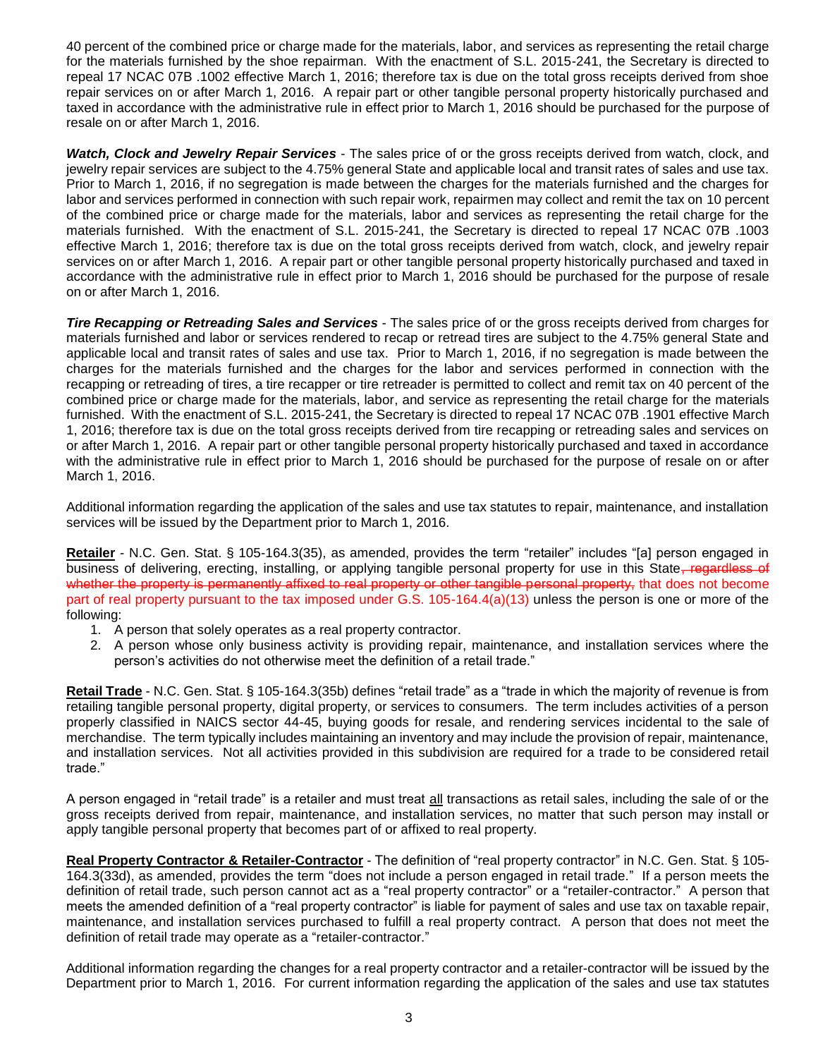40 percent of the combined price or charge made for the materials, labor, and services as representing the retail charge for the materials furnished by the shoe repairman. With the enactment of S.L. 2015-241, the Secretary is directed to repeal 17 NCAC 07B .1002 effective March 1, 2016; therefore tax is due on the total gross receipts derived from shoe repair services on or after March 1, 2016. A repair part or other tangible personal property historically purchased and taxed in accordance with the administrative rule in effect prior to March 1, 2016 should be purchased for the purpose of resale on or after March 1, 2016.

***Watch, Clock and Jewelry Repair Services*** - The sales price of or the gross receipts derived from watch, clock, and jewelry repair services are subject to the 4.75% general State and applicable local and transit rates of sales and use tax. Prior to March 1, 2016, if no segregation is made between the charges for the materials furnished and the charges for labor and services performed in connection with such repair work, repairmen may collect and remit the tax on 10 percent of the combined price or charge made for the materials, labor and services as representing the retail charge for the materials furnished. With the enactment of S.L. 2015-241, the Secretary is directed to repeal 17 NCAC 07B .1003 effective March 1, 2016; therefore tax is due on the total gross receipts derived from watch, clock, and jewelry repair services on or after March 1, 2016. A repair part or other tangible personal property historically purchased and taxed in accordance with the administrative rule in effect prior to March 1, 2016 should be purchased for the purpose of resale on or after March 1, 2016.

***Tire Recapping or Retreading Sales and Services*** - The sales price of or the gross receipts derived from charges for materials furnished and labor or services rendered to recap or retread tires are subject to the 4.75% general State and applicable local and transit rates of sales and use tax. Prior to March 1, 2016, if no segregation is made between the charges for the materials furnished and the charges for the labor and services performed in connection with the recapping or retreading of tires, a tire recapper or tire retreader is permitted to collect and remit tax on 40 percent of the combined price or charge made for the materials, labor, and service as representing the retail charge for the materials furnished. With the enactment of S.L. 2015-241, the Secretary is directed to repeal 17 NCAC 07B .1901 effective March 1, 2016; therefore tax is due on the total gross receipts derived from tire recapping or retreading sales and services on or after March 1, 2016. A repair part or other tangible personal property historically purchased and taxed in accordance with the administrative rule in effect prior to March 1, 2016 should be purchased for the purpose of resale on or after March 1, 2016.

Additional information regarding the application of the sales and use tax statutes to repair, maintenance, and installation services will be issued by the Department prior to March 1, 2016.

**Retailer** - N.C. Gen. Stat. § 105-164.3(35), as amended, provides the term "retailer" includes "[a] person engaged in business of delivering, erecting, installing, or applying tangible personal property for use in this State~~, regardless of whether the property is permanently affixed to real property or other tangible personal property,~~ that does not become part of real property pursuant to the tax imposed under G.S. 105-164.4(a)(13) unless the person is one or more of the following:

1. A person that solely operates as a real property contractor.
2. A person whose only business activity is providing repair, maintenance, and installation services where the person's activities do not otherwise meet the definition of a retail trade."

**Retail Trade** - N.C. Gen. Stat. § 105-164.3(35b) defines "retail trade" as a "trade in which the majority of revenue is from retailing tangible personal property, digital property, or services to consumers. The term includes activities of a person properly classified in NAICS sector 44-45, buying goods for resale, and rendering services incidental to the sale of merchandise. The term typically includes maintaining an inventory and may include the provision of repair, maintenance, and installation services. Not all activities provided in this subdivision are required for a trade to be considered retail trade."

A person engaged in "retail trade" is a retailer and must treat all transactions as retail sales, including the sale of or the gross receipts derived from repair, maintenance, and installation services, no matter that such person may install or apply tangible personal property that becomes part of or affixed to real property.

**Real Property Contractor & Retailer-Contractor** - The definition of "real property contractor" in N.C. Gen. Stat. § 105-164.3(33d), as amended, provides the term "does not include a person engaged in retail trade." If a person meets the definition of retail trade, such person cannot act as a "real property contractor" or a "retailer-contractor." A person that meets the amended definition of a "real property contractor" is liable for payment of sales and use tax on taxable repair, maintenance, and installation services purchased to fulfill a real property contract. A person that does not meet the definition of retail trade may operate as a "retailer-contractor."

Additional information regarding the changes for a real property contractor and a retailer-contractor will be issued by the Department prior to March 1, 2016. For current information regarding the application of the sales and use tax statutes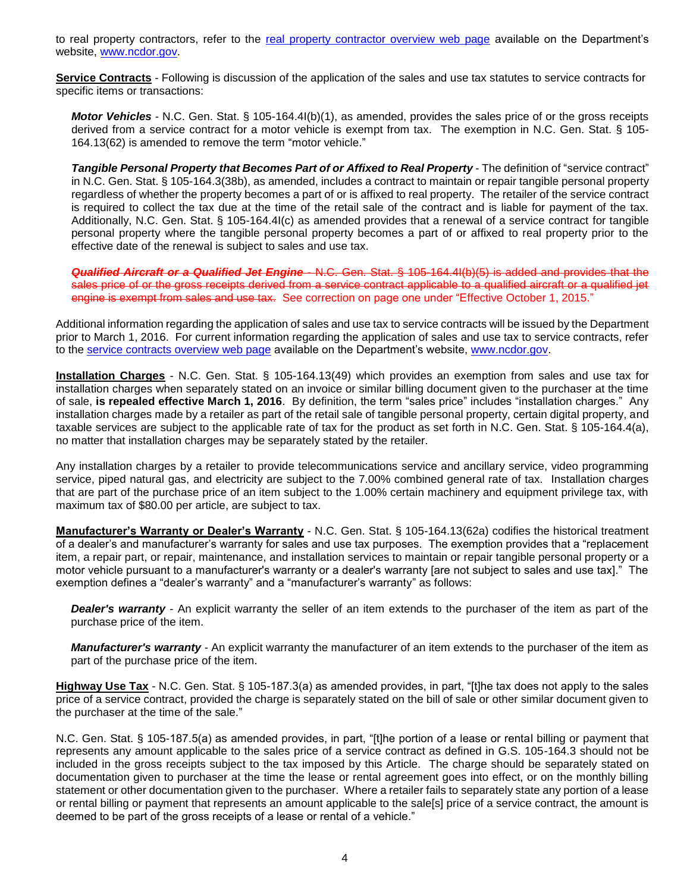to real property contractors, refer to the [real property contractor overview web page](real property contractor overview web page) available on the Department's website, [www.ncdor.gov](www.ncdor.gov).

**<u>Service Contracts</u>** - Following is discussion of the application of the sales and use tax statutes to service contracts for specific items or transactions:

> ***Motor Vehicles*** - N.C. Gen. Stat. § 105-164.4I(b)(1), as amended, provides the sales price of or the gross receipts derived from a service contract for a motor vehicle is exempt from tax. The exemption in N.C. Gen. Stat. § 105-164.13(62) is amended to remove the term "motor vehicle."

> ***Tangible Personal Property that Becomes Part of or Affixed to Real Property*** - The definition of "service contract" in N.C. Gen. Stat. § 105-164.3(38b), as amended, includes a contract to maintain or repair tangible personal property regardless of whether the property becomes a part of or is affixed to real property. The retailer of the service contract is required to collect the tax due at the time of the retail sale of the contract and is liable for payment of the tax. Additionally, N.C. Gen. Stat. § 105-164.4I(c) as amended provides that a renewal of a service contract for tangible personal property where the tangible personal property becomes a part of or affixed to real property prior to the effective date of the renewal is subject to sales and use tax.

> ~~***Qualified Aircraft or a Qualified Jet Engine*** - N.C. Gen. Stat. § 105-164.4I(b)(5) is added and provides that the sales price of or the gross receipts derived from a service contract applicable to a qualified aircraft or a qualified jet engine is exempt from sales and use tax.~~ See correction on page one under "Effective October 1, 2015."

Additional information regarding the application of sales and use tax to service contracts will be issued by the Department prior to March 1, 2016. For current information regarding the application of sales and use tax to service contracts, refer to the [service contracts overview web page](service contracts overview web page) available on the Department's website, [www.ncdor.gov](www.ncdor.gov).

**<u>Installation Charges</u>** - N.C. Gen. Stat. § 105-164.13(49) which provides an exemption from sales and use tax for installation charges when separately stated on an invoice or similar billing document given to the purchaser at the time of sale, **is repealed effective March 1, 2016**. By definition, the term "sales price" includes "installation charges." Any installation charges made by a retailer as part of the retail sale of tangible personal property, certain digital property, and taxable services are subject to the applicable rate of tax for the product as set forth in N.C. Gen. Stat. § 105-164.4(a), no matter that installation charges may be separately stated by the retailer.

Any installation charges by a retailer to provide telecommunications service and ancillary service, video programming service, piped natural gas, and electricity are subject to the 7.00% combined general rate of tax. Installation charges that are part of the purchase price of an item subject to the 1.00% certain machinery and equipment privilege tax, with maximum tax of $80.00 per article, are subject to tax.

**<u>Manufacturer's Warranty or Dealer's Warranty</u>** - N.C. Gen. Stat. § 105-164.13(62a) codifies the historical treatment of a dealer's and manufacturer's warranty for sales and use tax purposes. The exemption provides that a "replacement item, a repair part, or repair, maintenance, and installation services to maintain or repair tangible personal property or a motor vehicle pursuant to a manufacturer's warranty or a dealer's warranty [are not subject to sales and use tax]." The exemption defines a "dealer's warranty" and a "manufacturer's warranty" as follows:

> ***Dealer's warranty*** - An explicit warranty the seller of an item extends to the purchaser of the item as part of the purchase price of the item.

> ***Manufacturer's warranty*** - An explicit warranty the manufacturer of an item extends to the purchaser of the item as part of the purchase price of the item.

**<u>Highway Use Tax</u>** - N.C. Gen. Stat. § 105-187.3(a) as amended provides, in part, "[t]he tax does not apply to the sales price of a service contract, provided the charge is separately stated on the bill of sale or other similar document given to the purchaser at the time of the sale."

N.C. Gen. Stat. § 105-187.5(a) as amended provides, in part, "[t]he portion of a lease or rental billing or payment that represents any amount applicable to the sales price of a service contract as defined in G.S. 105-164.3 should not be included in the gross receipts subject to the tax imposed by this Article. The charge should be separately stated on documentation given to purchaser at the time the lease or rental agreement goes into effect, or on the monthly billing statement or other documentation given to the purchaser. Where a retailer fails to separately state any portion of a lease or rental billing or payment that represents an amount applicable to the sale[s] price of a service contract, the amount is deemed to be part of the gross receipts of a lease or rental of a vehicle."